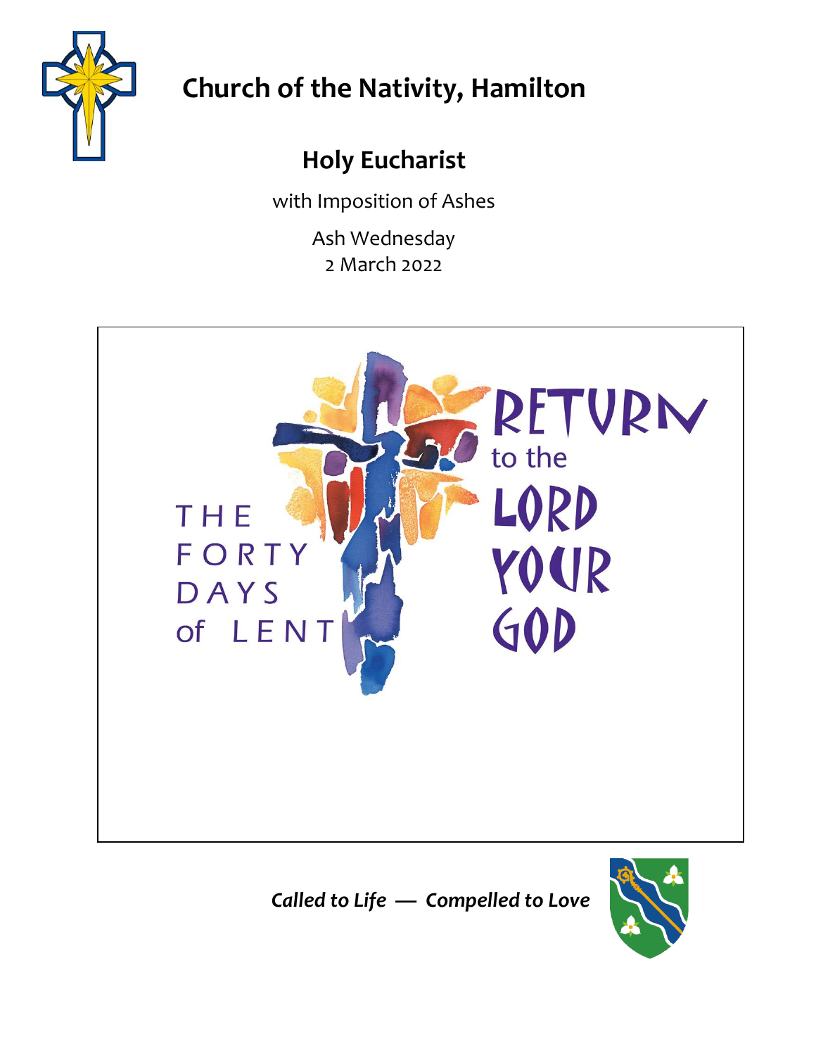# Church of the Nativity, Hamilton

## Holy Eucharist

with Imposition of Ashes

Ash Wednesday
2 March 2022

THE FORTY DAYS of LENT

RETURN to the LORD YOUR GOD

*Called to Life — Compelled to Love*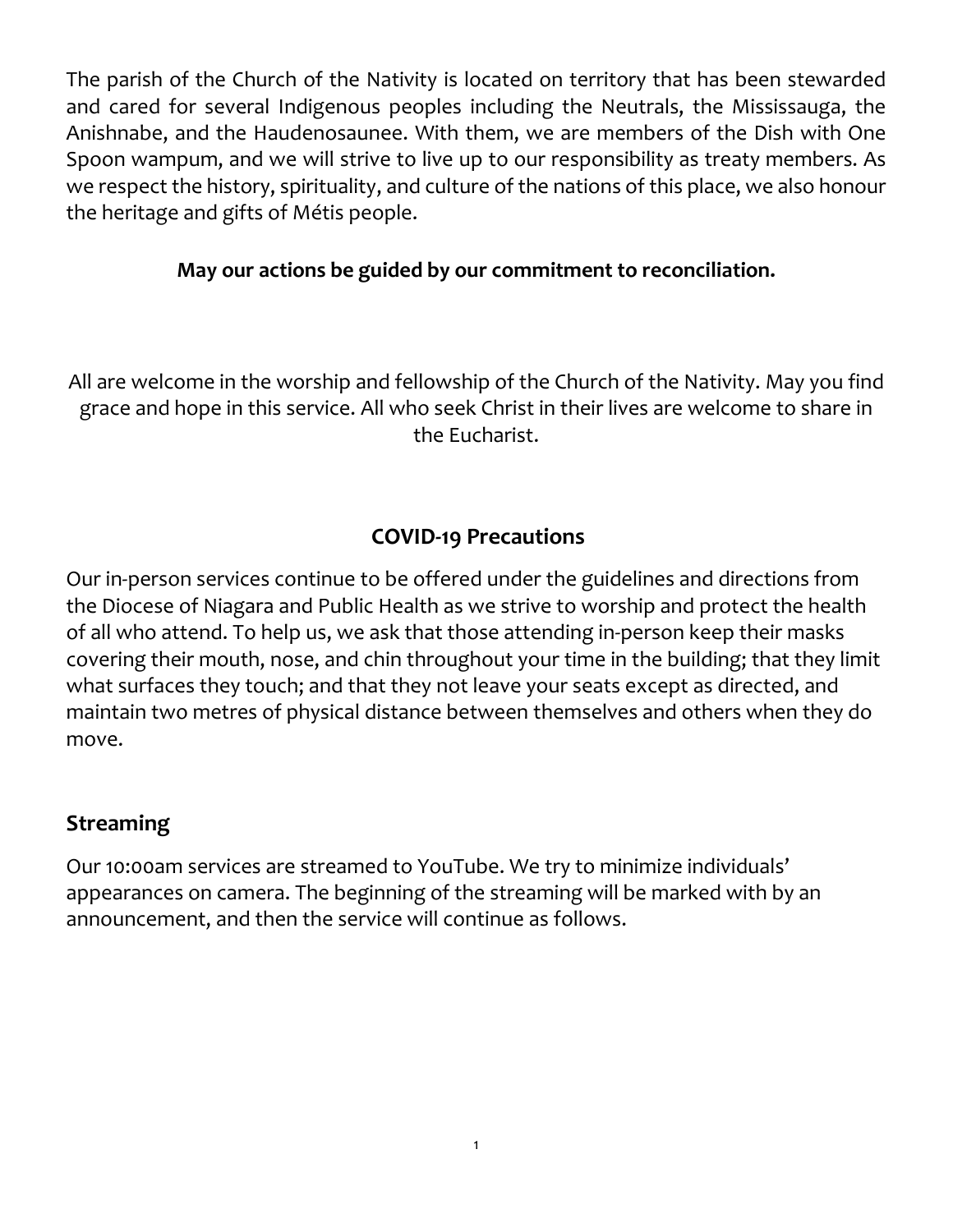The parish of the Church of the Nativity is located on territory that has been stewarded and cared for several Indigenous peoples including the Neutrals, the Mississauga, the Anishnabe, and the Haudenosaunee. With them, we are members of the Dish with One Spoon wampum, and we will strive to live up to our responsibility as treaty members. As we respect the history, spirituality, and culture of the nations of this place, we also honour the heritage and gifts of Métis people.

**May our actions be guided by our commitment to reconciliation.**

All are welcome in the worship and fellowship of the Church of the Nativity. May you find grace and hope in this service. All who seek Christ in their lives are welcome to share in the Eucharist.

## COVID-19 Precautions

Our in-person services continue to be offered under the guidelines and directions from the Diocese of Niagara and Public Health as we strive to worship and protect the health of all who attend. To help us, we ask that those attending in-person keep their masks covering their mouth, nose, and chin throughout your time in the building; that they limit what surfaces they touch; and that they not leave your seats except as directed, and maintain two metres of physical distance between themselves and others when they do move.

## Streaming

Our 10:00am services are streamed to YouTube. We try to minimize individuals' appearances on camera. The beginning of the streaming will be marked with by an announcement, and then the service will continue as follows.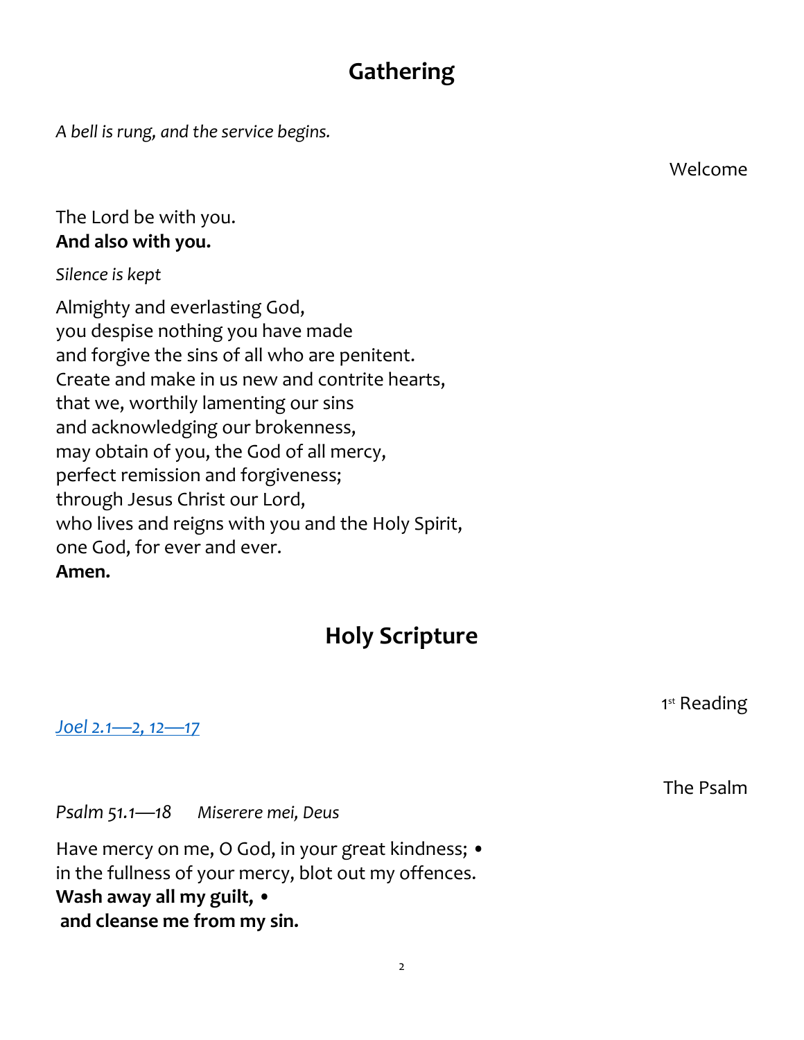## Gathering

*A bell is rung, and the service begins.*

Welcome

The Lord be with you.
**And also with you.**

*Silence is kept*

Almighty and everlasting God,
you despise nothing you have made
and forgive the sins of all who are penitent.
Create and make in us new and contrite hearts,
that we, worthily lamenting our sins
and acknowledging our brokenness,
may obtain of you, the God of all mercy,
perfect remission and forgiveness;
through Jesus Christ our Lord,
who lives and reigns with you and the Holy Spirit,
one God, for ever and ever.
**Amen.**

## Holy Scripture

1st Reading

*Joel 2.1—2, 12—17*

The Psalm

*Psalm 51.1—18* *Miserere mei, Deus*

Have mercy on me, O God, in your great kindness; •
in the fullness of your mercy, blot out my offences.
**Wash away all my guilt, •**
**and cleanse me from my sin.**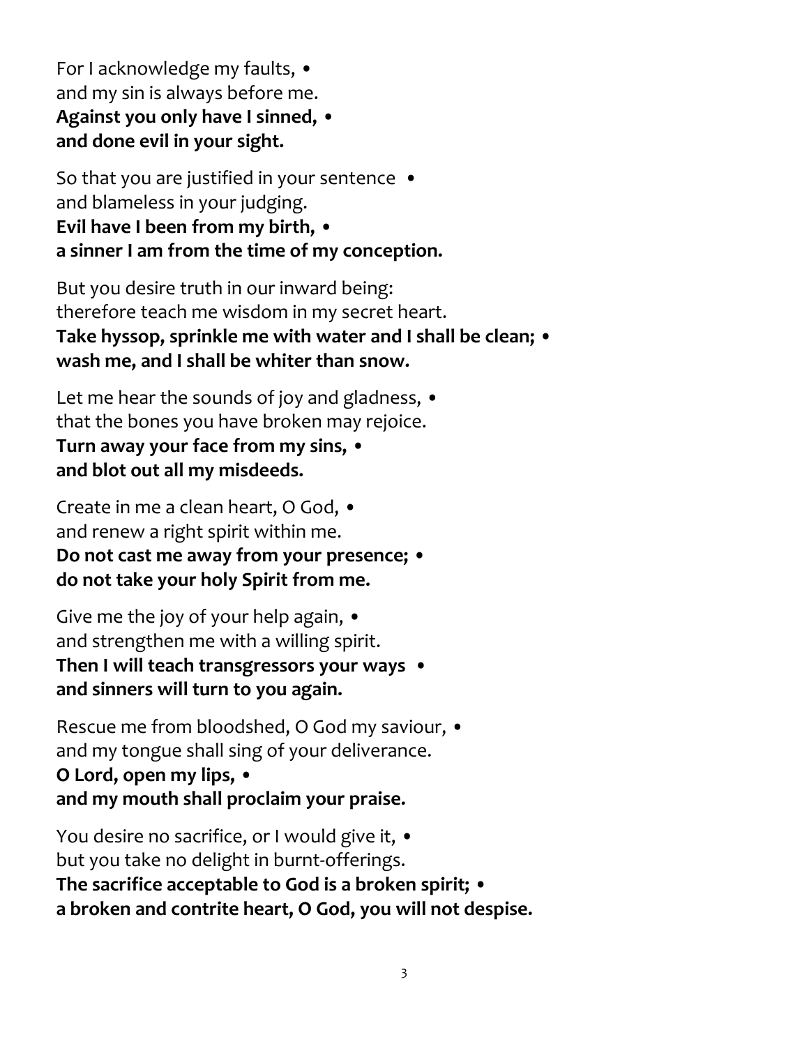For I acknowledge my faults, •
and my sin is always before me.
**Against you only have I sinned, •**
**and done evil in your sight.**

So that you are justified in your sentence •
and blameless in your judging.
**Evil have I been from my birth, •**
**a sinner I am from the time of my conception.**

But you desire truth in our inward being:
therefore teach me wisdom in my secret heart.
**Take hyssop, sprinkle me with water and I shall be clean; •**
**wash me, and I shall be whiter than snow.**

Let me hear the sounds of joy and gladness, •
that the bones you have broken may rejoice.
**Turn away your face from my sins, •**
**and blot out all my misdeeds.**

Create in me a clean heart, O God, •
and renew a right spirit within me.
**Do not cast me away from your presence; •**
**do not take your holy Spirit from me.**

Give me the joy of your help again, •
and strengthen me with a willing spirit.
**Then I will teach transgressors your ways •**
**and sinners will turn to you again.**

Rescue me from bloodshed, O God my saviour, •
and my tongue shall sing of your deliverance.
**O Lord, open my lips, •**
**and my mouth shall proclaim your praise.**

You desire no sacrifice, or I would give it, •
but you take no delight in burnt-offerings.
**The sacrifice acceptable to God is a broken spirit; •**
**a broken and contrite heart, O God, you will not despise.**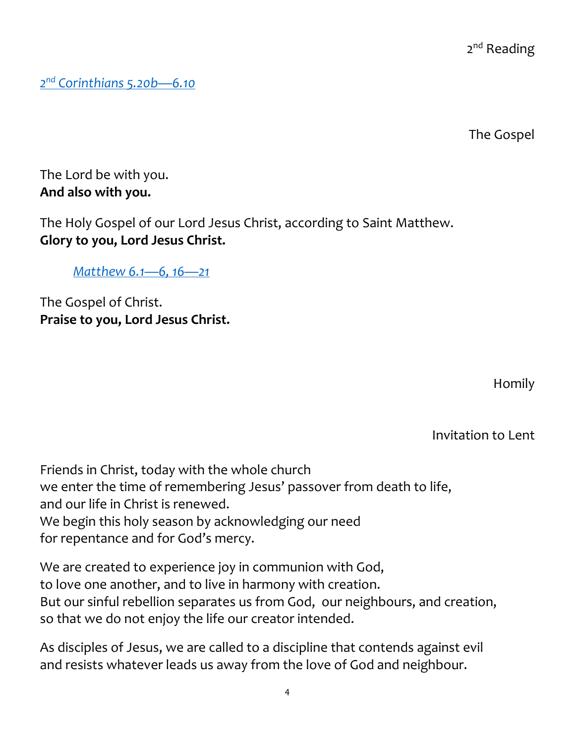### 2nd Reading

*2nd Corinthians 5.20b—6.10*

### The Gospel

The Lord be with you.
**And also with you.**

The Holy Gospel of our Lord Jesus Christ, according to Saint Matthew.
**Glory to you, Lord Jesus Christ.**

*Matthew 6.1—6, 16—21*

The Gospel of Christ.
**Praise to you, Lord Jesus Christ.**

### Homily

### Invitation to Lent

Friends in Christ, today with the whole church
we enter the time of remembering Jesus' passover from death to life,
and our life in Christ is renewed.
We begin this holy season by acknowledging our need
for repentance and for God's mercy.

We are created to experience joy in communion with God,
to love one another, and to live in harmony with creation.
But our sinful rebellion separates us from God, our neighbours, and creation,
so that we do not enjoy the life our creator intended.

As disciples of Jesus, we are called to a discipline that contends against evil
and resists whatever leads us away from the love of God and neighbour.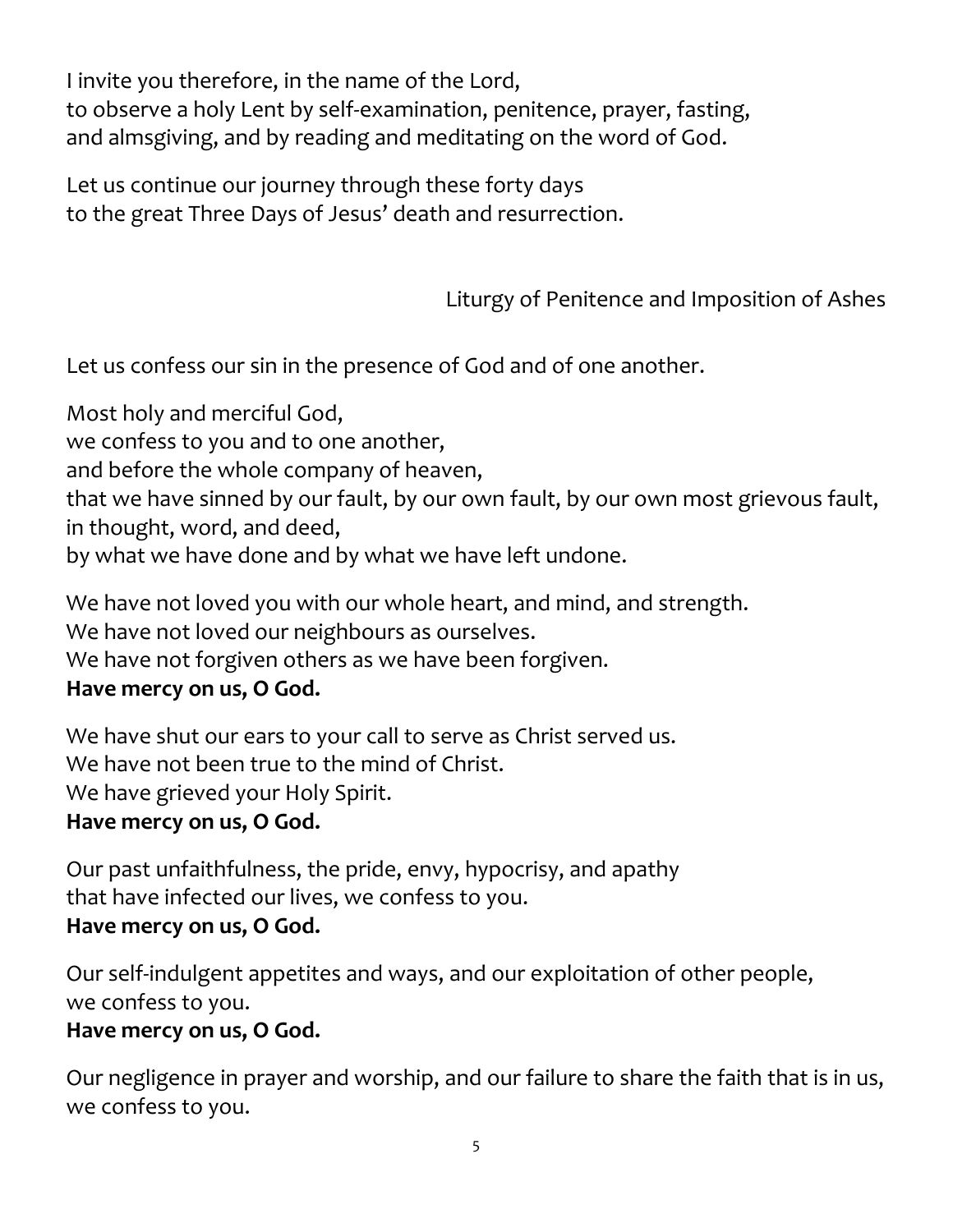I invite you therefore, in the name of the Lord,
to observe a holy Lent by self-examination, penitence, prayer, fasting,
and almsgiving, and by reading and meditating on the word of God.

Let us continue our journey through these forty days
to the great Three Days of Jesus' death and resurrection.

## Liturgy of Penitence and Imposition of Ashes

Let us confess our sin in the presence of God and of one another.

Most holy and merciful God,
we confess to you and to one another,
and before the whole company of heaven,
that we have sinned by our fault, by our own fault, by our own most grievous fault,
in thought, word, and deed,
by what we have done and by what we have left undone.

We have not loved you with our whole heart, and mind, and strength.
We have not loved our neighbours as ourselves.
We have not forgiven others as we have been forgiven.
**Have mercy on us, O God.**

We have shut our ears to your call to serve as Christ served us.
We have not been true to the mind of Christ.
We have grieved your Holy Spirit.
**Have mercy on us, O God.**

Our past unfaithfulness, the pride, envy, hypocrisy, and apathy
that have infected our lives, we confess to you.
**Have mercy on us, O God.**

Our self-indulgent appetites and ways, and our exploitation of other people,
we confess to you.
**Have mercy on us, O God.**

Our negligence in prayer and worship, and our failure to share the faith that is in us,
we confess to you.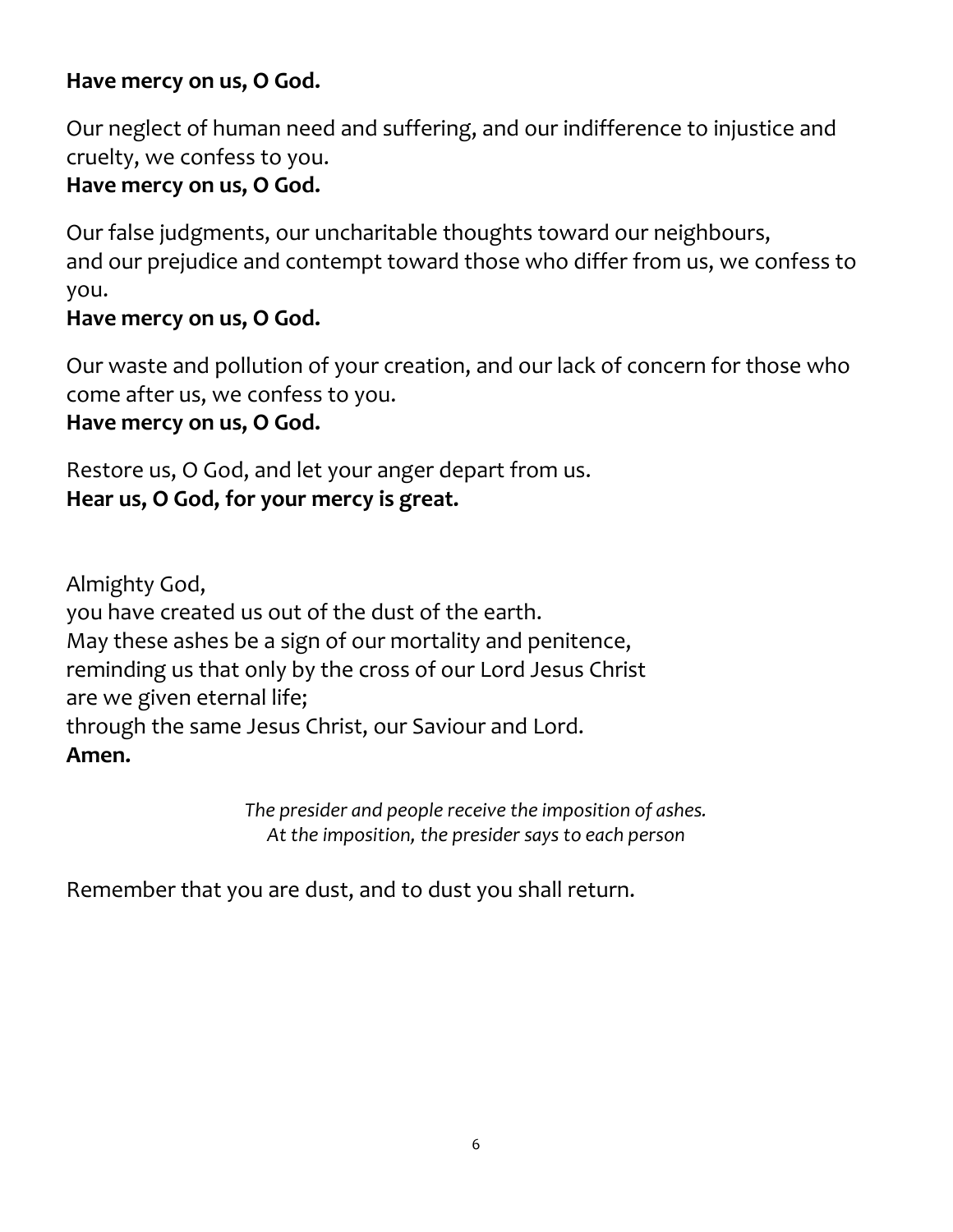**Have mercy on us, O God.**

Our neglect of human need and suffering, and our indifference to injustice and cruelty, we confess to you.
**Have mercy on us, O God.**

Our false judgments, our uncharitable thoughts toward our neighbours, and our prejudice and contempt toward those who differ from us, we confess to you.
**Have mercy on us, O God.**

Our waste and pollution of your creation, and our lack of concern for those who come after us, we confess to you.
**Have mercy on us, O God.**

Restore us, O God, and let your anger depart from us.
**Hear us, O God, for your mercy is great.**

Almighty God,
you have created us out of the dust of the earth.
May these ashes be a sign of our mortality and penitence,
reminding us that only by the cross of our Lord Jesus Christ
are we given eternal life;
through the same Jesus Christ, our Saviour and Lord.
**Amen.**

*The presider and people receive the imposition of ashes.*
*At the imposition, the presider says to each person*

Remember that you are dust, and to dust you shall return.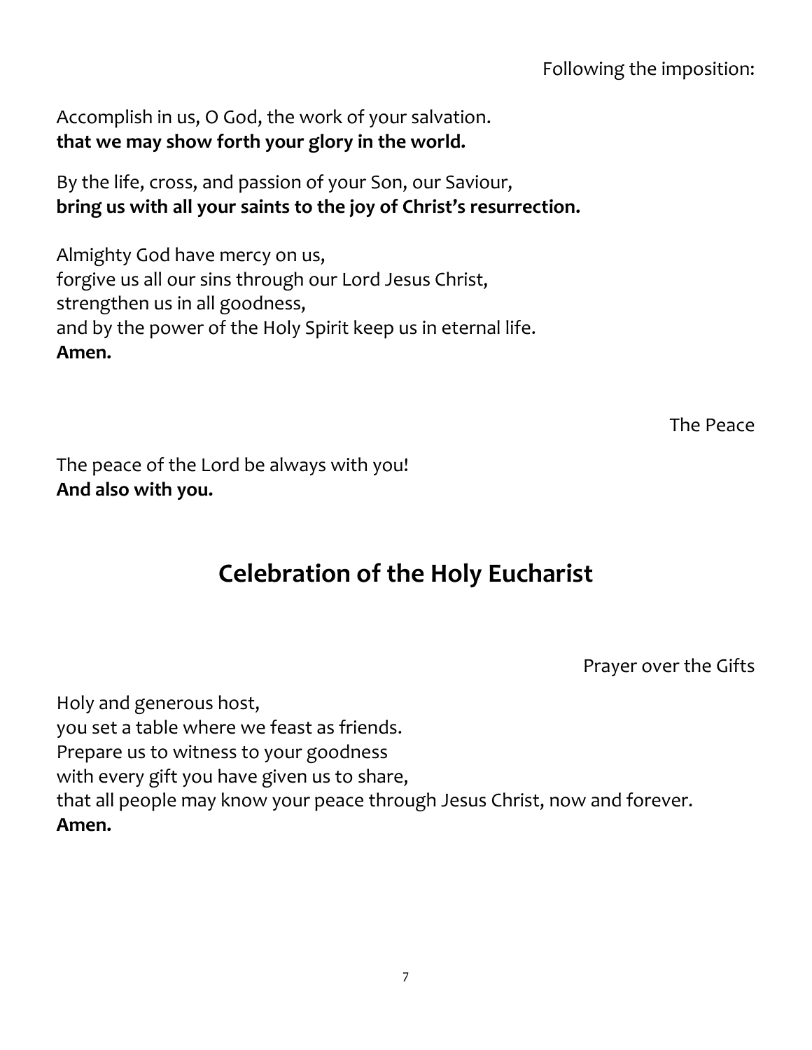Following the imposition:

Accomplish in us, O God, the work of your salvation.
**that we may show forth your glory in the world.**

By the life, cross, and passion of your Son, our Saviour,
**bring us with all your saints to the joy of Christ's resurrection.**

Almighty God have mercy on us,
forgive us all our sins through our Lord Jesus Christ,
strengthen us in all goodness,
and by the power of the Holy Spirit keep us in eternal life.
**Amen.**

The Peace

The peace of the Lord be always with you!
**And also with you.**

## Celebration of the Holy Eucharist

Prayer over the Gifts

Holy and generous host,
you set a table where we feast as friends.
Prepare us to witness to your goodness
with every gift you have given us to share,
that all people may know your peace through Jesus Christ, now and forever.
**Amen.**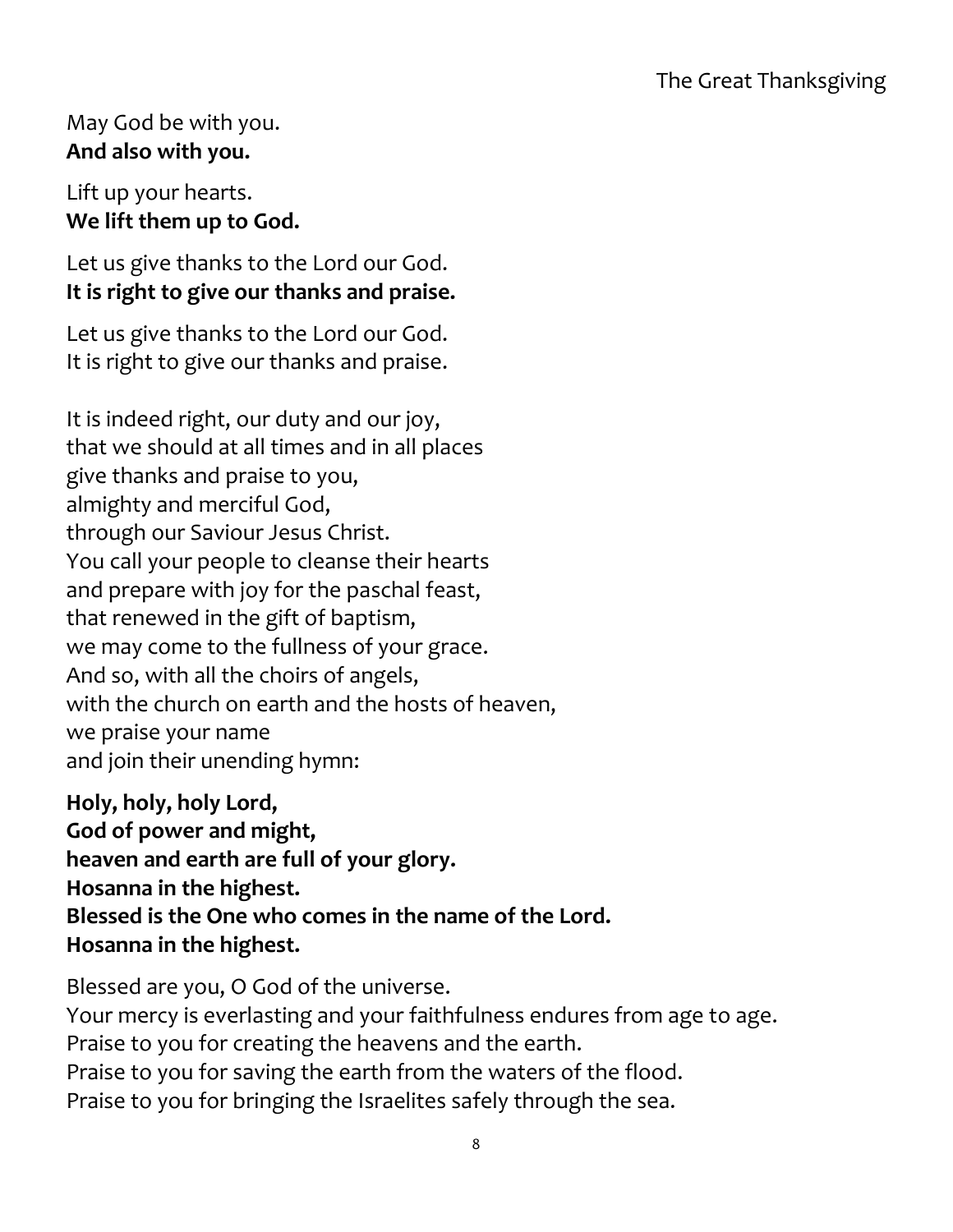May God be with you.
**And also with you.**

Lift up your hearts.
**We lift them up to God.**

Let us give thanks to the Lord our God.
**It is right to give our thanks and praise.**

Let us give thanks to the Lord our God.
It is right to give our thanks and praise.

It is indeed right, our duty and our joy,
that we should at all times and in all places
give thanks and praise to you,
almighty and merciful God,
through our Saviour Jesus Christ.
You call your people to cleanse their hearts
and prepare with joy for the paschal feast,
that renewed in the gift of baptism,
we may come to the fullness of your grace.
And so, with all the choirs of angels,
with the church on earth and the hosts of heaven,
we praise your name
and join their unending hymn:

**Holy, holy, holy Lord,**
**God of power and might,**
**heaven and earth are full of your glory.**
**Hosanna in the highest.**
**Blessed is the One who comes in the name of the Lord.**
**Hosanna in the highest.**

Blessed are you, O God of the universe.
Your mercy is everlasting and your faithfulness endures from age to age.
Praise to you for creating the heavens and the earth.
Praise to you for saving the earth from the waters of the flood.
Praise to you for bringing the Israelites safely through the sea.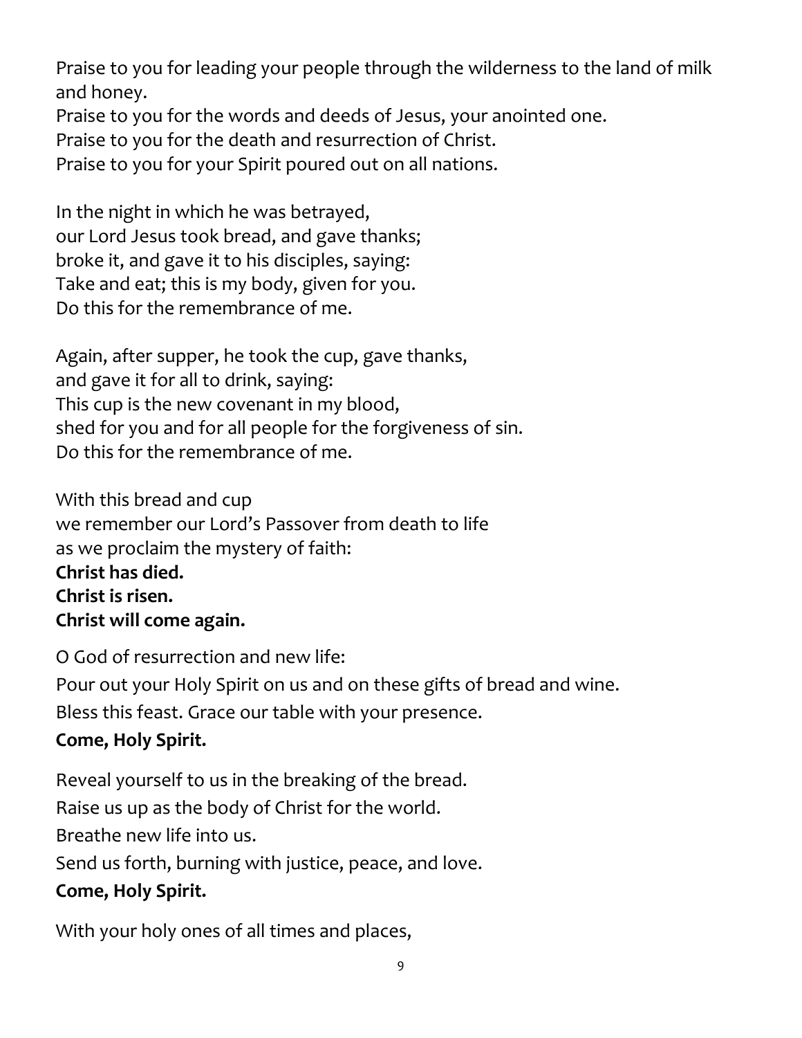Praise to you for leading your people through the wilderness to the land of milk and honey.
Praise to you for the words and deeds of Jesus, your anointed one.
Praise to you for the death and resurrection of Christ.
Praise to you for your Spirit poured out on all nations.

In the night in which he was betrayed,
our Lord Jesus took bread, and gave thanks;
broke it, and gave it to his disciples, saying:
Take and eat; this is my body, given for you.
Do this for the remembrance of me.

Again, after supper, he took the cup, gave thanks,
and gave it for all to drink, saying:
This cup is the new covenant in my blood,
shed for you and for all people for the forgiveness of sin.
Do this for the remembrance of me.

With this bread and cup
we remember our Lord's Passover from death to life
as we proclaim the mystery of faith:
**Christ has died.**
**Christ is risen.**
**Christ will come again.**

O God of resurrection and new life:
Pour out your Holy Spirit on us and on these gifts of bread and wine.
Bless this feast. Grace our table with your presence.
**Come, Holy Spirit.**

Reveal yourself to us in the breaking of the bread.
Raise us up as the body of Christ for the world.
Breathe new life into us.
Send us forth, burning with justice, peace, and love.
**Come, Holy Spirit.**

With your holy ones of all times and places,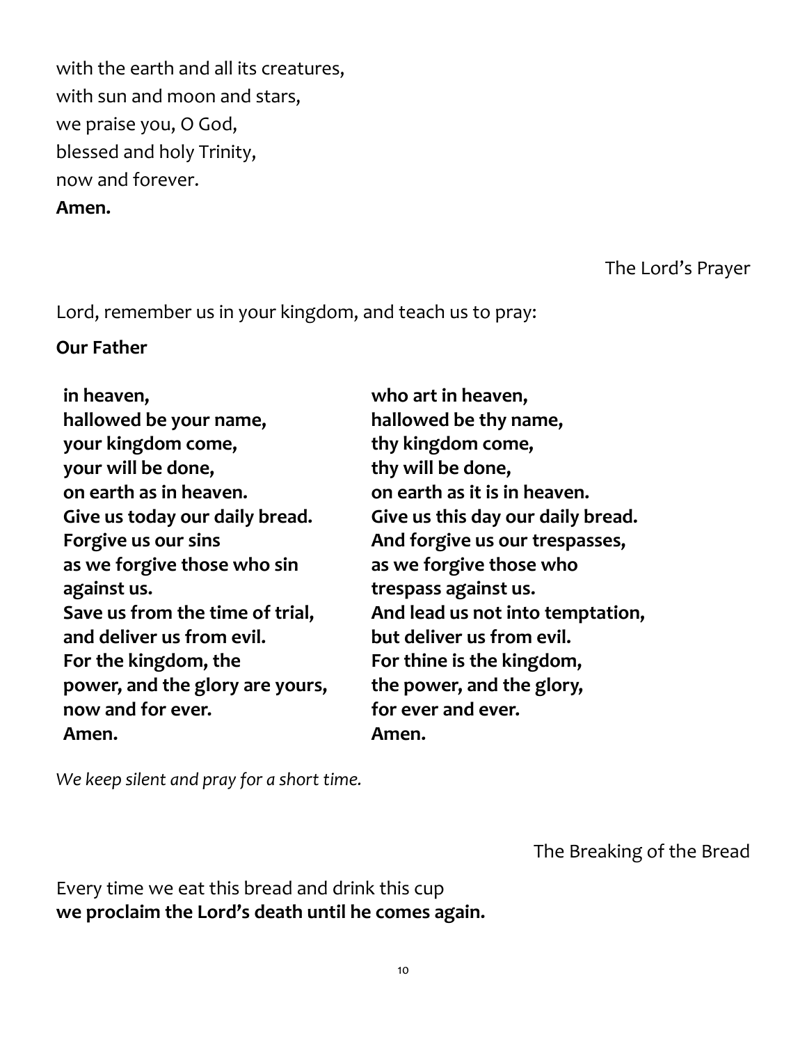with the earth and all its creatures,  
with sun and moon and stars,  
we praise you, O God,  
blessed and holy Trinity,  
now and forever.  
**Amen.**

### The Lord's Prayer

Lord, remember us in your kingdom, and teach us to pray:

**Our Father**

**in heaven,**  
**hallowed be your name,**  
**your kingdom come,**  
**your will be done,**  
**on earth as in heaven.**  
**Give us today our daily bread.**  
**Forgive us our sins**  
**as we forgive those who sin against us.**  
**Save us from the time of trial,**  
**and deliver us from evil.**  
**For the kingdom, the power, and the glory are yours,**  
**now and for ever.**  
**Amen.**

**who art in heaven,**  
**hallowed be thy name,**  
**thy kingdom come,**  
**thy will be done,**  
**on earth as it is in heaven.**  
**Give us this day our daily bread.**  
**And forgive us our trespasses,**  
**as we forgive those who trespass against us.**  
**And lead us not into temptation,**  
**but deliver us from evil.**  
**For thine is the kingdom,**  
**the power, and the glory,**  
**for ever and ever.**  
**Amen.**

*We keep silent and pray for a short time.*

### The Breaking of the Bread

Every time we eat this bread and drink this cup  
**we proclaim the Lord's death until he comes again.**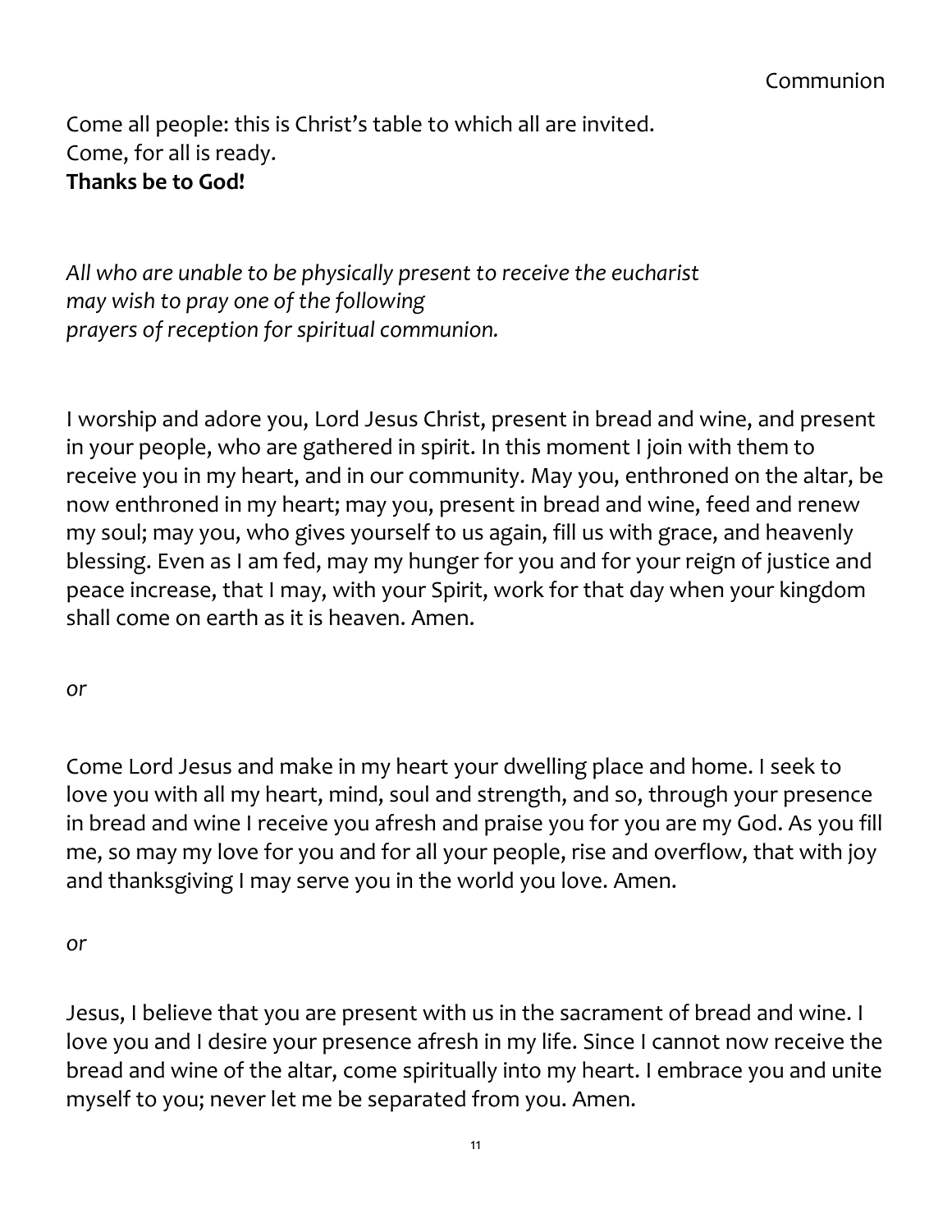# Communion

Come all people: this is Christ's table to which all are invited.
Come, for all is ready.
**Thanks be to God!**

*All who are unable to be physically present to receive the eucharist may wish to pray one of the following prayers of reception for spiritual communion.*

I worship and adore you, Lord Jesus Christ, present in bread and wine, and present in your people, who are gathered in spirit. In this moment I join with them to receive you in my heart, and in our community. May you, enthroned on the altar, be now enthroned in my heart; may you, present in bread and wine, feed and renew my soul; may you, who gives yourself to us again, fill us with grace, and heavenly blessing. Even as I am fed, may my hunger for you and for your reign of justice and peace increase, that I may, with your Spirit, work for that day when your kingdom shall come on earth as it is heaven. Amen.

*or*

Come Lord Jesus and make in my heart your dwelling place and home. I seek to love you with all my heart, mind, soul and strength, and so, through your presence in bread and wine I receive you afresh and praise you for you are my God. As you fill me, so may my love for you and for all your people, rise and overflow, that with joy and thanksgiving I may serve you in the world you love. Amen.

*or*

Jesus, I believe that you are present with us in the sacrament of bread and wine. I love you and I desire your presence afresh in my life. Since I cannot now receive the bread and wine of the altar, come spiritually into my heart. I embrace you and unite myself to you; never let me be separated from you. Amen.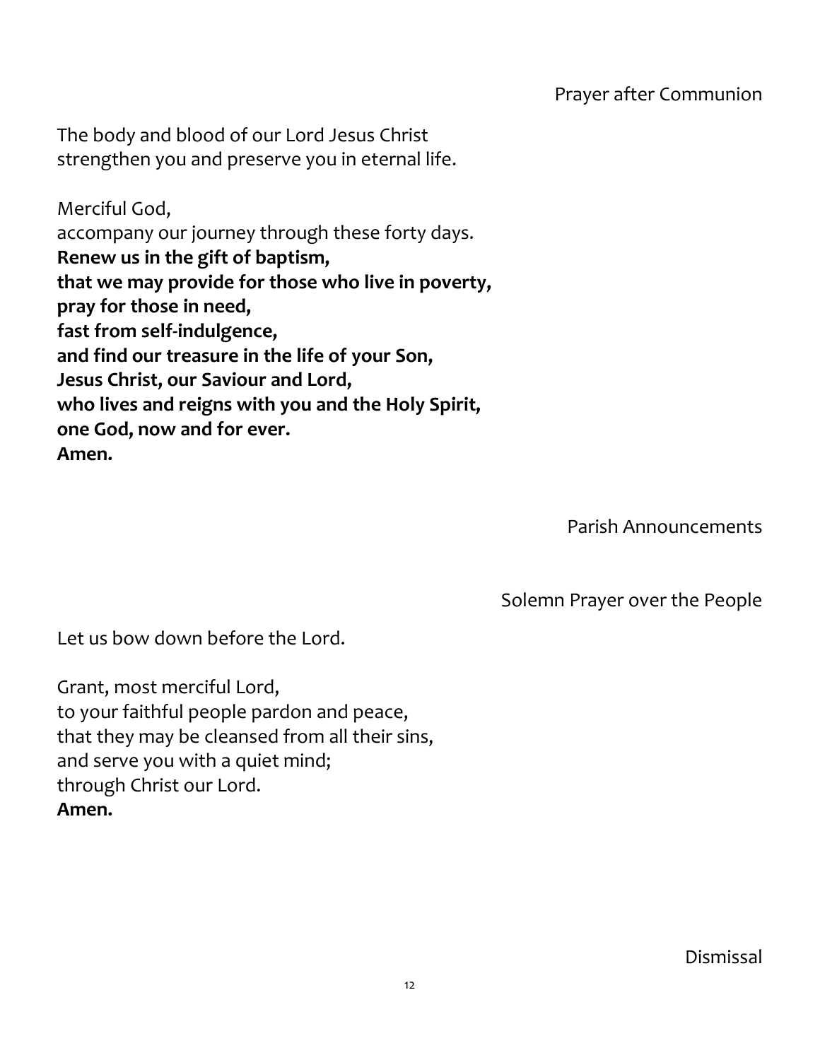### Prayer after Communion

The body and blood of our Lord Jesus Christ  
strengthen you and preserve you in eternal life.

Merciful God,  
accompany our journey through these forty days.  
**Renew us in the gift of baptism,**  
**that we may provide for those who live in poverty,**  
**pray for those in need,**  
**fast from self-indulgence,**  
**and find our treasure in the life of your Son,**  
**Jesus Christ, our Saviour and Lord,**  
**who lives and reigns with you and the Holy Spirit,**  
**one God, now and for ever.**  
**Amen.**

### Parish Announcements

### Solemn Prayer over the People

Let us bow down before the Lord.

Grant, most merciful Lord,  
to your faithful people pardon and peace,  
that they may be cleansed from all their sins,  
and serve you with a quiet mind;  
through Christ our Lord.  
**Amen.**

### Dismissal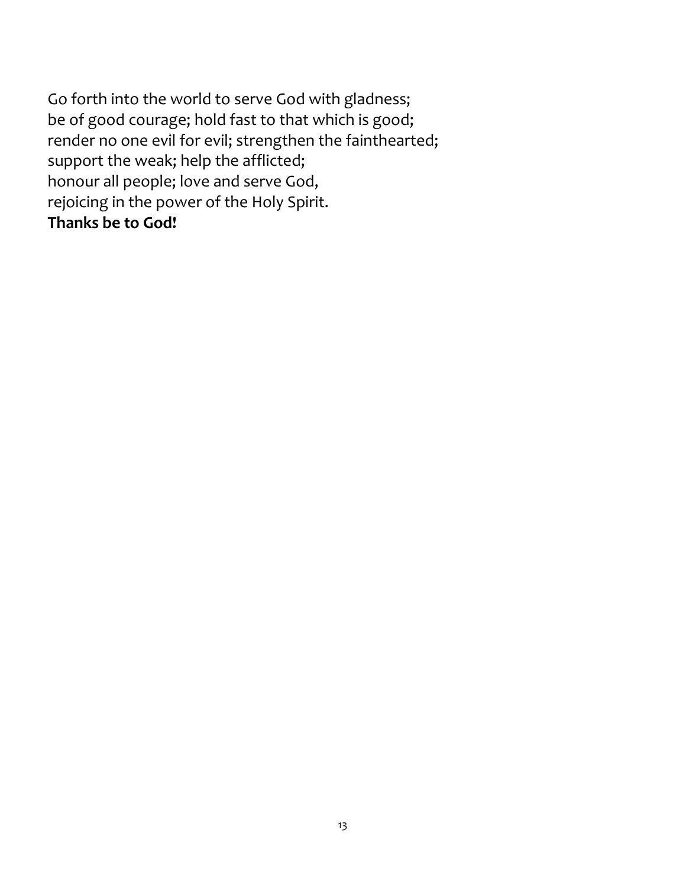Go forth into the world to serve God with gladness;
be of good courage; hold fast to that which is good;
render no one evil for evil; strengthen the fainthearted;
support the weak; help the afflicted;
honour all people; love and serve God,
rejoicing in the power of the Holy Spirit.
**Thanks be to God!**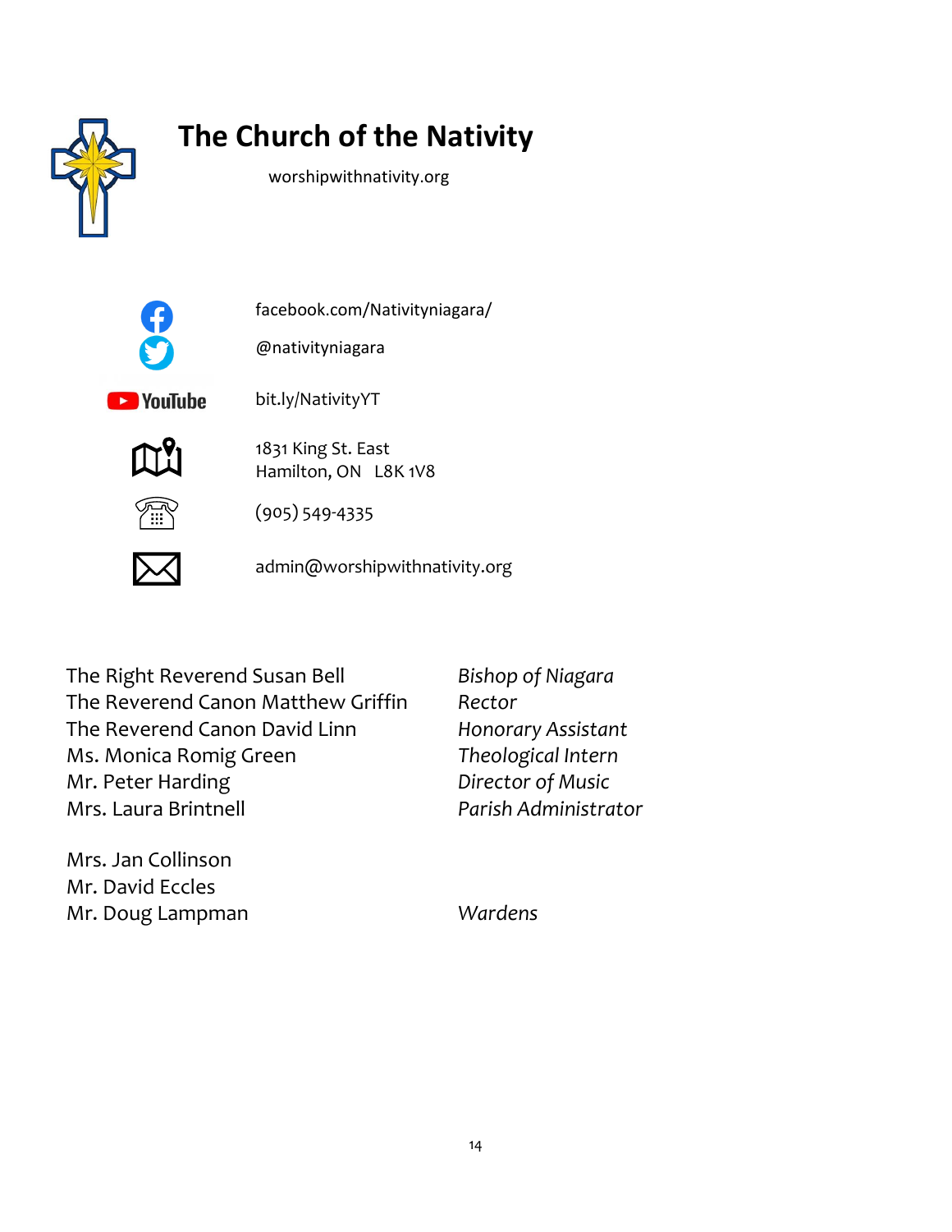# The Church of the Nativity

worshipwithnativity.org

facebook.com/Nativityniagara/

@nativityniagara

YouTube bit.ly/NativityYT

1831 King St. East
Hamilton, ON L8K 1V8

(905) 549-4335

admin@worshipwithnativity.org

| | |
|---|---|
| The Right Reverend Susan Bell | *Bishop of Niagara* |
| The Reverend Canon Matthew Griffin | *Rector* |
| The Reverend Canon David Linn | *Honorary Assistant* |
| Ms. Monica Romig Green | *Theological Intern* |
| Mr. Peter Harding | *Director of Music* |
| Mrs. Laura Brintnell | *Parish Administrator* |

Mrs. Jan Collinson
Mr. David Eccles
Mr. Doug Lampman — *Wardens*